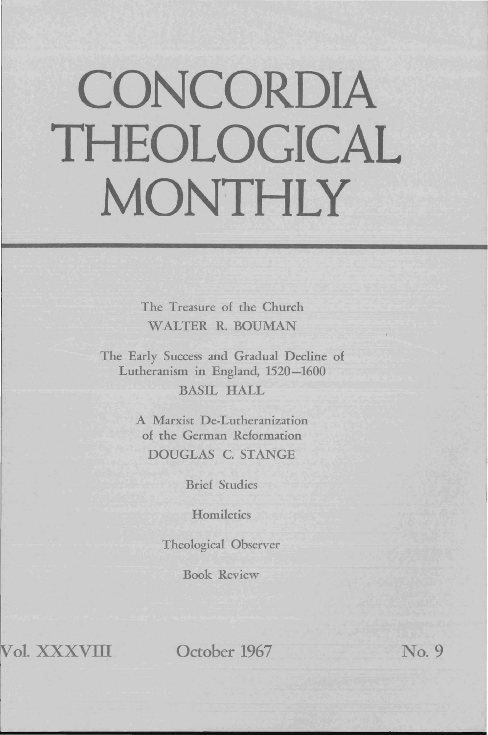# CONCORDIA THEOLOGICAL MONTHLY

The Treasure of the Church
WALTER R. BOUMAN

The Early Success and Gradual Decline of Lutheranism in England, 1520–1600
BASIL HALL

A Marxist De-Lutheranization of the German Reformation
DOUGLAS C. STANGE

Brief Studies

Homiletics

Theological Observer

Book Review

Vol. XXXVIII | October 1967 | No. 9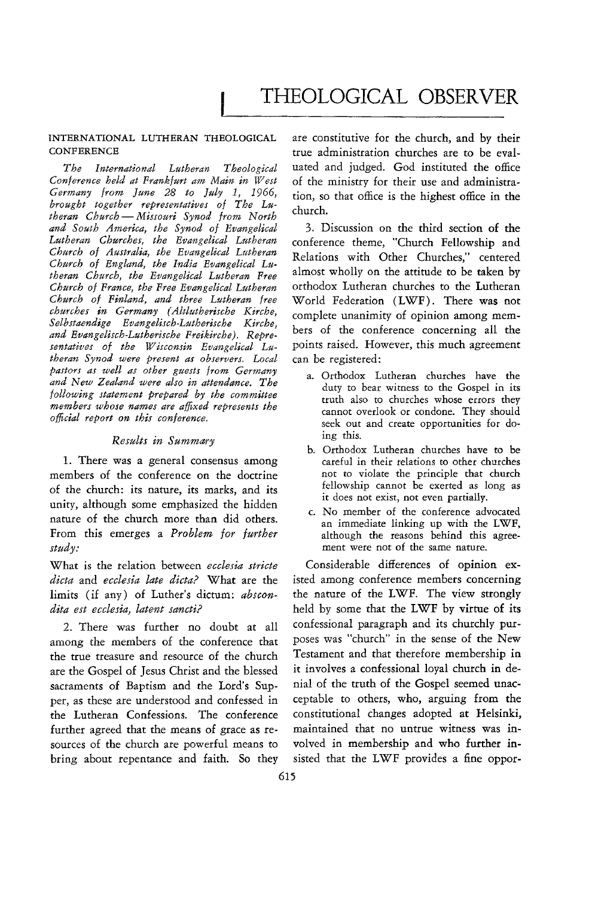# THEOLOGICAL OBSERVER

## INTERNATIONAL LUTHERAN THEOLOGICAL CONFERENCE

*The International Lutheran Theological Conference held at Frankfurt am Main in West Germany from June 28 to July 1, 1966, brought together representatives of The Lutheran Church — Missouri Synod from North and South America, the Synod of Evangelical Lutheran Churches, the Evangelical Lutheran Church of Australia, the Evangelical Lutheran Church of England, the India Evangelical Lutheran Church, the Evangelical Lutheran Free Church of France, the Free Evangelical Lutheran Church of Finland, and three Lutheran free churches in Germany (Altlutherische Kirche, Selbstaendige Evangelisch-Lutherische Kirche, and Evangelisch-Lutherische Freikirche). Representatives of the Wisconsin Evangelical Lutheran Synod were present as observers. Local pastors as well as other guests from Germany and New Zealand were also in attendance. The following statement prepared by the committee members whose names are affixed represents the official report on this conference.*

### *Results in Summary*

1. There was a general consensus among members of the conference on the doctrine of the church: its nature, its marks, and its unity, although some emphasized the hidden nature of the church more than did others. From this emerges a *Problem for further study:*

What is the relation between *ecclesia stricte dicta* and *ecclesia late dicta?* What are the limits (if any) of Luther's dictum: *abscondita est ecclesia, latent sancti?*

2. There was further no doubt at all among the members of the conference that the true treasure and resource of the church are the Gospel of Jesus Christ and the blessed sacraments of Baptism and the Lord's Supper, as these are understood and confessed in the Lutheran Confessions. The conference further agreed that the means of grace as resources of the church are powerful means to bring about repentance and faith. So they are constitutive for the church, and by their true administration churches are to be evaluated and judged. God instituted the office of the ministry for their use and administration, so that office is the highest office in the church.

3. Discussion on the third section of the conference theme, "Church Fellowship and Relations with Other Churches," centered almost wholly on the attitude to be taken by orthodox Lutheran churches to the Lutheran World Federation (LWF). There was not complete unanimity of opinion among members of the conference concerning all the points raised. However, this much agreement can be registered:

a. Orthodox Lutheran churches have the duty to bear witness to the Gospel in its truth also to churches whose errors they cannot overlook or condone. They should seek out and create opportunities for doing this.

b. Orthodox Lutheran churches have to be careful in their relations to other churches not to violate the principle that church fellowship cannot be exerted as long as it does not exist, not even partially.

c. No member of the conference advocated an immediate linking up with the LWF, although the reasons behind this agreement were not of the same nature.

Considerable differences of opinion existed among conference members concerning the nature of the LWF. The view strongly held by some that the LWF by virtue of its confessional paragraph and its churchly purposes was "church" in the sense of the New Testament and that therefore membership in it involves a confessional loyal church in denial of the truth of the Gospel seemed unacceptable to others, who, arguing from the constitutional changes adopted at Helsinki, maintained that no untrue witness was involved in membership and who further insisted that the LWF provides a fine oppor-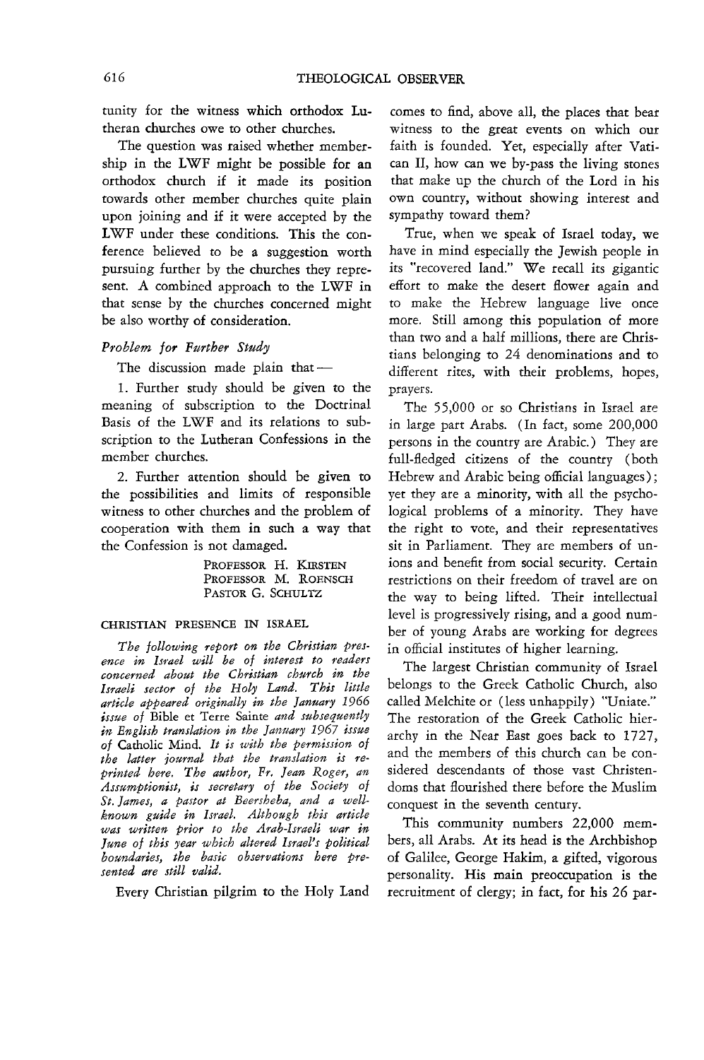tunity for the witness which orthodox Lutheran churches owe to other churches.

The question was raised whether membership in the LWF might be possible for an orthodox church if it made its position towards other member churches quite plain upon joining and if it were accepted by the LWF under these conditions. This the conference believed to be a suggestion worth pursuing further by the churches they represent. A combined approach to the LWF in that sense by the churches concerned might be also worthy of consideration.

*Problem for Further Study*

The discussion made plain that —

1. Further study should be given to the meaning of subscription to the Doctrinal Basis of the LWF and its relations to subscription to the Lutheran Confessions in the member churches.

2. Further attention should be given to the possibilities and limits of responsible witness to other churches and the problem of cooperation with them in such a way that the Confession is not damaged.

PROFESSOR H. KIRSTEN
PROFESSOR M. ROENSCH
PASTOR G. SCHULTZ

## CHRISTIAN PRESENCE IN ISRAEL

*The following report on the Christian presence in Israel will be of interest to readers concerned about the Christian church in the Israeli sector of the Holy Land. This little article appeared originally in the January 1966 issue of* Bible et Terre Sainte *and subsequently in English translation in the January 1967 issue of* Catholic Mind. *It is with the permission of the latter journal that the translation is reprinted here. The author, Fr. Jean Roger, an Assumptionist, is secretary of the Society of St. James, a pastor at Beersheba, and a well-known guide in Israel. Although this article was written prior to the Arab-Israeli war in June of this year which altered Israel's political boundaries, the basic observations here presented are still valid.*

Every Christian pilgrim to the Holy Land comes to find, above all, the places that bear witness to the great events on which our faith is founded. Yet, especially after Vatican II, how can we by-pass the living stones that make up the church of the Lord in his own country, without showing interest and sympathy toward them?

True, when we speak of Israel today, we have in mind especially the Jewish people in its "recovered land." We recall its gigantic effort to make the desert flower again and to make the Hebrew language live once more. Still among this population of more than two and a half millions, there are Christians belonging to 24 denominations and to different rites, with their problems, hopes, prayers.

The 55,000 or so Christians in Israel are in large part Arabs. (In fact, some 200,000 persons in the country are Arabic.) They are full-fledged citizens of the country (both Hebrew and Arabic being official languages); yet they are a minority, with all the psychological problems of a minority. They have the right to vote, and their representatives sit in Parliament. They are members of unions and benefit from social security. Certain restrictions on their freedom of travel are on the way to being lifted. Their intellectual level is progressively rising, and a good number of young Arabs are working for degrees in official institutes of higher learning.

The largest Christian community of Israel belongs to the Greek Catholic Church, also called Melchite or (less unhappily) "Uniate." The restoration of the Greek Catholic hierarchy in the Near East goes back to 1727, and the members of this church can be considered descendants of those vast Christendoms that flourished there before the Muslim conquest in the seventh century.

This community numbers 22,000 members, all Arabs. At its head is the Archbishop of Galilee, George Hakim, a gifted, vigorous personality. His main preoccupation is the recruitment of clergy; in fact, for his 26 par-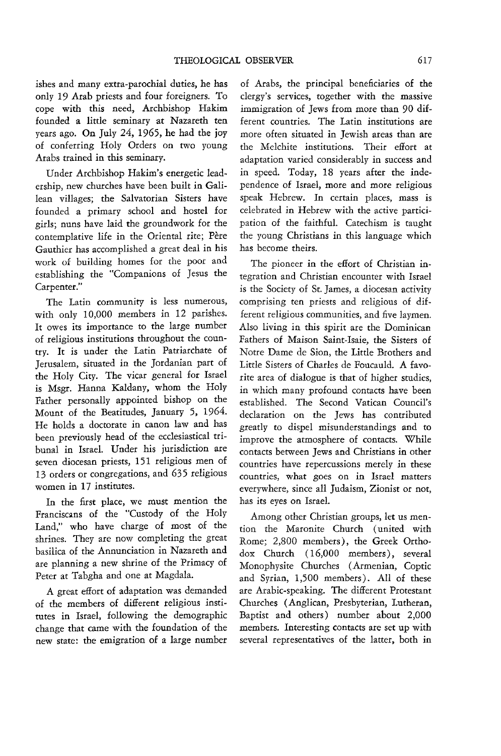ishes and many extra-parochial duties, he has only 19 Arab priests and four foreigners. To cope with this need, Archbishop Hakim founded a little seminary at Nazareth ten years ago. On July 24, 1965, he had the joy of conferring Holy Orders on two young Arabs trained in this seminary.

Under Archbishop Hakim's energetic leadership, new churches have been built in Galilean villages; the Salvatorian Sisters have founded a primary school and hostel for girls; nuns have laid the groundwork for the contemplative life in the Oriental rite; Père Gauthier has accomplished a great deal in his work of building homes for the poor and establishing the "Companions of Jesus the Carpenter."

The Latin community is less numerous, with only 10,000 members in 12 parishes. It owes its importance to the large number of religious institutions throughout the country. It is under the Latin Patriarchate of Jerusalem, situated in the Jordanian part of the Holy City. The vicar general for Israel is Msgr. Hanna Kaldany, whom the Holy Father personally appointed bishop on the Mount of the Beatitudes, January 5, 1964. He holds a doctorate in canon law and has been previously head of the ecclesiastical tribunal in Israel. Under his jurisdiction are seven diocesan priests, 151 religious men of 13 orders or congregations, and 635 religious women in 17 institutes.

In the first place, we must mention the Franciscans of the "Custody of the Holy Land," who have charge of most of the shrines. They are now completing the great basilica of the Annunciation in Nazareth and are planning a new shrine of the Primacy of Peter at Tabgha and one at Magdala.

A great effort of adaptation was demanded of the members of different religious institutes in Israel, following the demographic change that came with the foundation of the new state: the emigration of a large number of Arabs, the principal beneficiaries of the clergy's services, together with the massive immigration of Jews from more than 90 different countries. The Latin institutions are more often situated in Jewish areas than are the Melchite institutions. Their effort at adaptation varied considerably in success and in speed. Today, 18 years after the independence of Israel, more and more religious speak Hebrew. In certain places, mass is celebrated in Hebrew with the active participation of the faithful. Catechism is taught the young Christians in this language which has become theirs.

The pioneer in the effort of Christian integration and Christian encounter with Israel is the Society of St. James, a diocesan activity comprising ten priests and religious of different religious communities, and five laymen. Also living in this spirit are the Dominican Fathers of Maison Saint-Isaie, the Sisters of Notre Dame de Sion, the Little Brothers and Little Sisters of Charles de Foucauld. A favorite area of dialogue is that of higher studies, in which many profound contacts have been established. The Second Vatican Council's declaration on the Jews has contributed greatly to dispel misunderstandings and to improve the atmosphere of contacts. While contacts between Jews and Christians in other countries have repercussions merely in these countries, what goes on in Israel matters everywhere, since all Judaism, Zionist or not, has its eyes on Israel.

Among other Christian groups, let us mention the Maronite Church (united with Rome; 2,800 members), the Greek Orthodox Church (16,000 members), several Monophysite Churches (Armenian, Coptic and Syrian, 1,500 members). All of these are Arabic-speaking. The different Protestant Churches (Anglican, Presbyterian, Lutheran, Baptist and others) number about 2,000 members. Interesting contacts are set up with several representatives of the latter, both in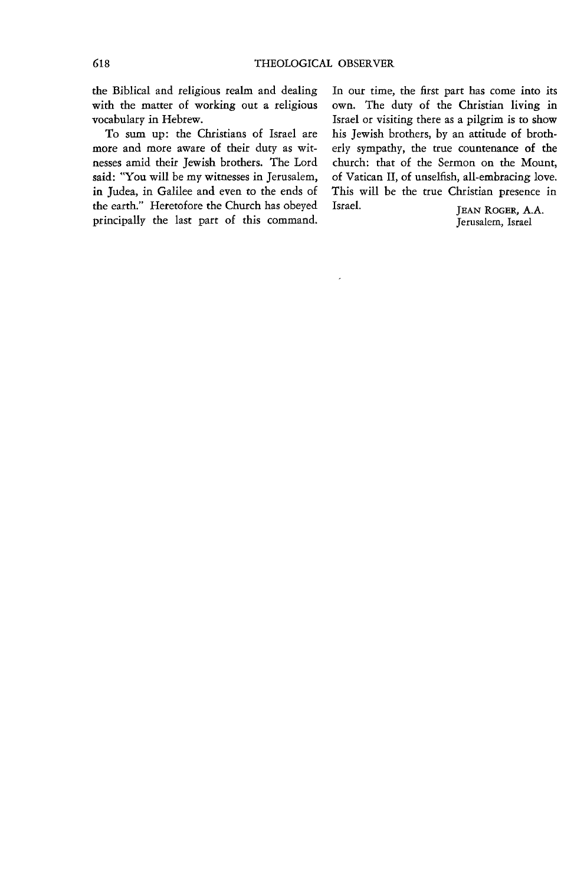the Biblical and religious realm and dealing with the matter of working out a religious vocabulary in Hebrew.

To sum up: the Christians of Israel are more and more aware of their duty as witnesses amid their Jewish brothers. The Lord said: "You will be my witnesses in Jerusalem, in Judea, in Galilee and even to the ends of the earth." Heretofore the Church has obeyed principally the last part of this command. In our time, the first part has come into its own. The duty of the Christian living in Israel or visiting there as a pilgrim is to show his Jewish brothers, by an attitude of brotherly sympathy, the true countenance of the church: that of the Sermon on the Mount, of Vatican II, of unselfish, all-embracing love. This will be the true Christian presence in Israel.

JEAN ROGER, A.A.
Jerusalem, Israel